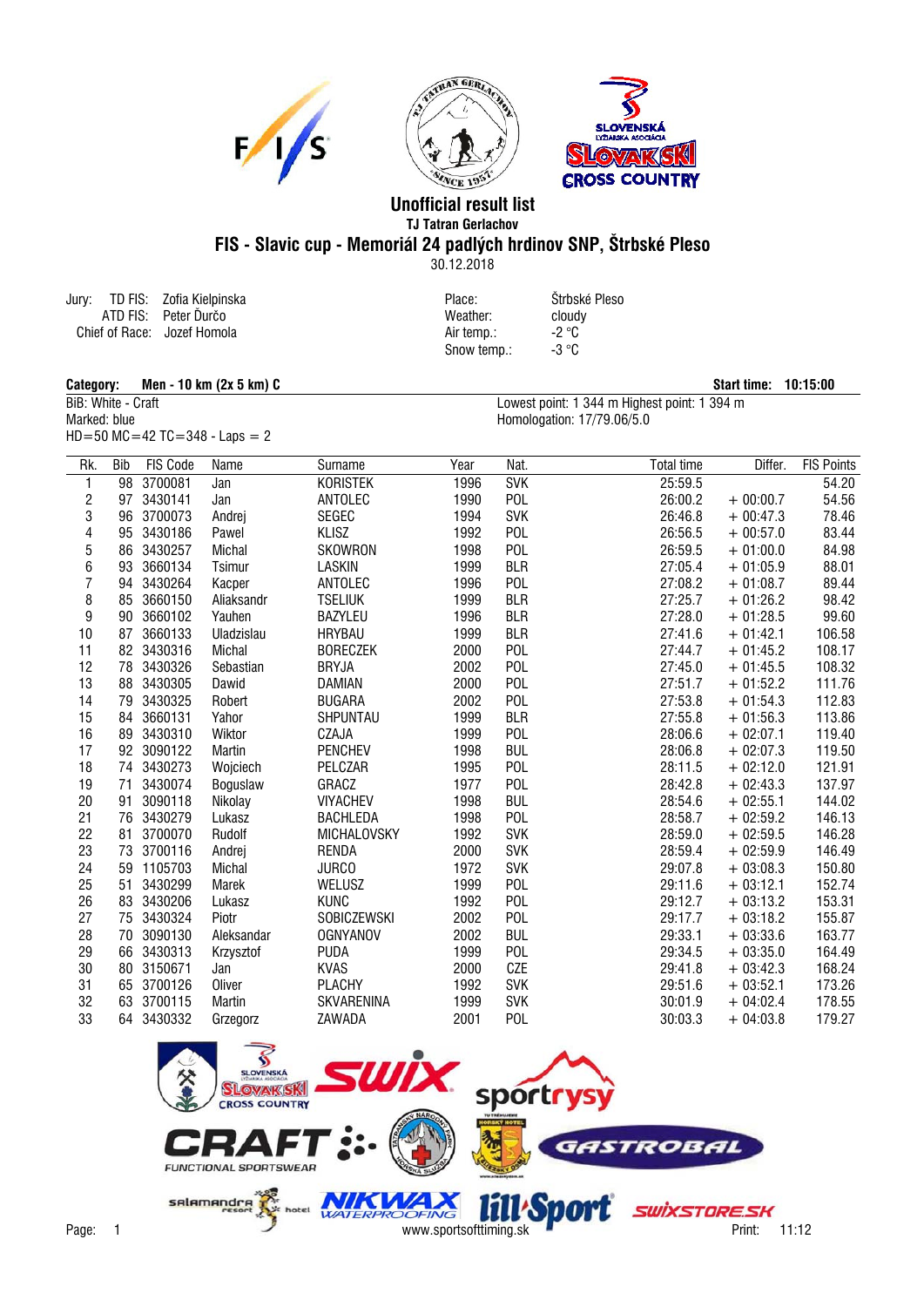# Unofficial result list

**TJ Tatran Gerlachov**

## FIS - Slavic cup - Memoriál 24 padlých hrdinov SNP, Štrbské Pleso

30.12.2018

Jury: TD FIS: Zofia Kielpinska
ATD FIS: Peter Ďurčo
Chief of Race: Jozef Homola

Place: Štrbské Pleso
Weather: cloudy
Air temp.: -2 °C
Snow temp.: -3 °C

**Category: Men - 10 km (2x 5 km) C** **Start time: 10:15:00**

BiB: White - Craft
Marked: blue
HD=50 MC=42 TC=348 - Laps = 2

Lowest point: 1 344 m Highest point: 1 394 m
Homologation: 17/79.06/5.0

| Rk. | Bib | FIS Code | Name | Surname | Year | Nat. | Total time | Differ. | FIS Points |
|---|---|---|---|---|---|---|---|---|---|
| 1 | 98 | 3700081 | Jan | KORISTEK | 1996 | SVK | 25:59.5 | | 54.20 |
| 2 | 97 | 3430141 | Jan | ANTOLEC | 1990 | POL | 26:00.2 | + 00:00.7 | 54.56 |
| 3 | 96 | 3700073 | Andrej | SEGEC | 1994 | SVK | 26:46.8 | + 00:47.3 | 78.46 |
| 4 | 95 | 3430186 | Pawel | KLISZ | 1992 | POL | 26:56.5 | + 00:57.0 | 83.44 |
| 5 | 86 | 3430257 | Michal | SKOWRON | 1998 | POL | 26:59.5 | + 01:00.0 | 84.98 |
| 6 | 93 | 3660134 | Tsimur | LASKIN | 1999 | BLR | 27:05.4 | + 01:05.9 | 88.01 |
| 7 | 94 | 3430264 | Kacper | ANTOLEC | 1996 | POL | 27:08.2 | + 01:08.7 | 89.44 |
| 8 | 85 | 3660150 | Aliaksandr | TSELIUK | 1999 | BLR | 27:25.7 | + 01:26.2 | 98.42 |
| 9 | 90 | 3660102 | Yauhen | BAZYLEU | 1996 | BLR | 27:28.0 | + 01:28.5 | 99.60 |
| 10 | 87 | 3660133 | Uladzislau | HRYBAU | 1999 | BLR | 27:41.6 | + 01:42.1 | 106.58 |
| 11 | 82 | 3430316 | Michal | BORECZEK | 2000 | POL | 27:44.7 | + 01:45.2 | 108.17 |
| 12 | 78 | 3430326 | Sebastian | BRYJA | 2002 | POL | 27:45.0 | + 01:45.5 | 108.32 |
| 13 | 88 | 3430305 | Dawid | DAMIAN | 2000 | POL | 27:51.7 | + 01:52.2 | 111.76 |
| 14 | 79 | 3430325 | Robert | BUGARA | 2002 | POL | 27:53.8 | + 01:54.3 | 112.83 |
| 15 | 84 | 3660131 | Yahor | SHPUNTAU | 1999 | BLR | 27:55.8 | + 01:56.3 | 113.86 |
| 16 | 89 | 3430310 | Wiktor | CZAJA | 1999 | POL | 28:06.6 | + 02:07.1 | 119.40 |
| 17 | 92 | 3090122 | Martin | PENCHEV | 1998 | BUL | 28:06.8 | + 02:07.3 | 119.50 |
| 18 | 74 | 3430273 | Wojciech | PELCZAR | 1995 | POL | 28:11.5 | + 02:12.0 | 121.91 |
| 19 | 71 | 3430074 | Boguslaw | GRACZ | 1977 | POL | 28:42.8 | + 02:43.3 | 137.97 |
| 20 | 91 | 3090118 | Nikolay | VIYACHEV | 1998 | BUL | 28:54.6 | + 02:55.1 | 144.02 |
| 21 | 76 | 3430279 | Lukasz | BACHLEDA | 1998 | POL | 28:58.7 | + 02:59.2 | 146.13 |
| 22 | 81 | 3700070 | Rudolf | MICHALOVSKY | 1992 | SVK | 28:59.0 | + 02:59.5 | 146.28 |
| 23 | 73 | 3700116 | Andrej | RENDA | 2000 | SVK | 28:59.4 | + 02:59.9 | 146.49 |
| 24 | 59 | 1105703 | Michal | JURCO | 1972 | SVK | 29:07.8 | + 03:08.3 | 150.80 |
| 25 | 51 | 3430299 | Marek | WELUSZ | 1999 | POL | 29:11.6 | + 03:12.1 | 152.74 |
| 26 | 83 | 3430206 | Lukasz | KUNC | 1992 | POL | 29:12.7 | + 03:13.2 | 153.31 |
| 27 | 75 | 3430324 | Piotr | SOBICZEWSKI | 2002 | POL | 29:17.7 | + 03:18.2 | 155.87 |
| 28 | 70 | 3090130 | Aleksandar | OGNYANOV | 2002 | BUL | 29:33.1 | + 03:33.6 | 163.77 |
| 29 | 66 | 3430313 | Krzysztof | PUDA | 1999 | POL | 29:34.5 | + 03:35.0 | 164.49 |
| 30 | 80 | 3150671 | Jan | KVAS | 2000 | CZE | 29:41.8 | + 03:42.3 | 168.24 |
| 31 | 65 | 3700126 | Oliver | PLACHY | 1992 | SVK | 29:51.6 | + 03:52.1 | 173.26 |
| 32 | 63 | 3700115 | Martin | SKVARENINA | 1999 | SVK | 30:01.9 | + 04:02.4 | 178.55 |
| 33 | 64 | 3430332 | Grzegorz | ZAWADA | 2001 | POL | 30:03.3 | + 04:03.8 | 179.27 |

www.sportsofttiming.sk

Print: 11:12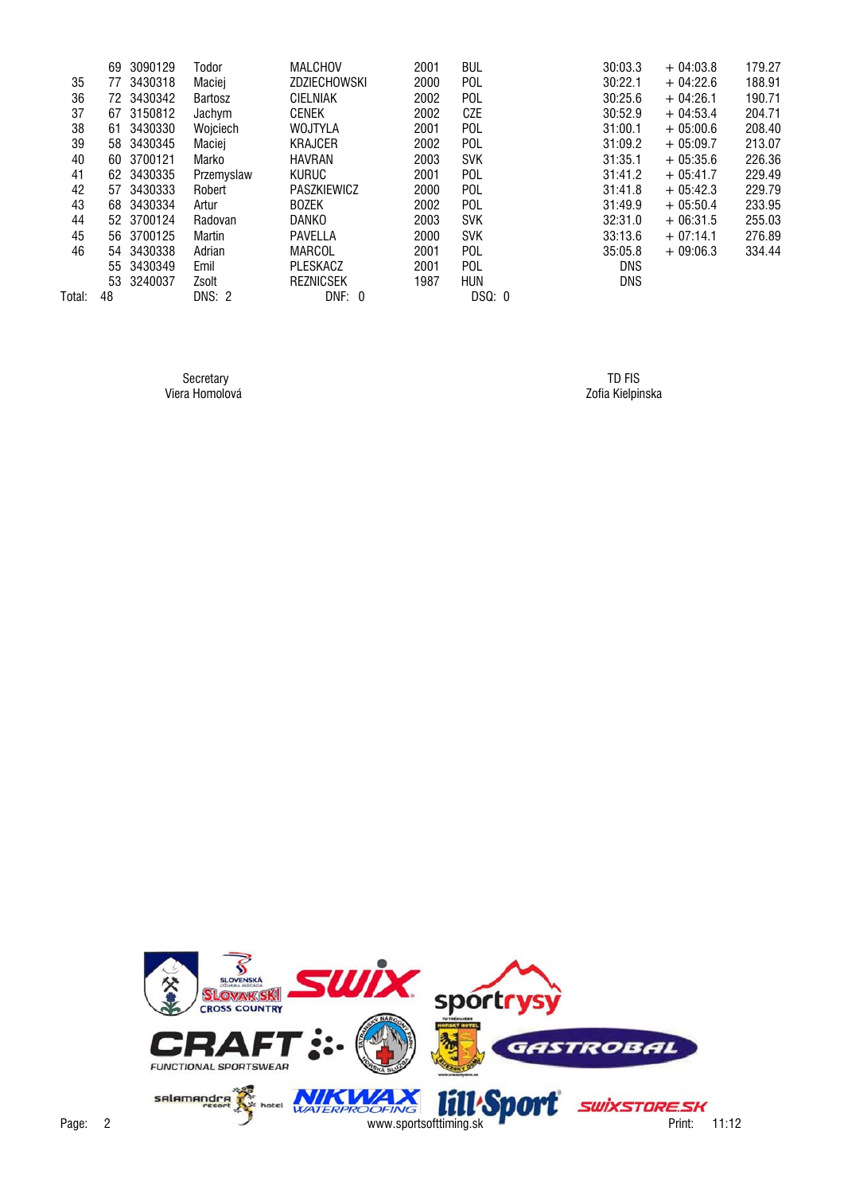| | | | | | | | | | |
|---|---|---|---|---|---|---|---|---|---|
| | 69 | 3090129 | Todor | MALCHOV | 2001 | BUL | 30:03.3 | + 04:03.8 | 179.27 |
| 35 | 77 | 3430318 | Maciej | ZDZIECHOWSKI | 2000 | POL | 30:22.1 | + 04:22.6 | 188.91 |
| 36 | 72 | 3430342 | Bartosz | CIELNIAK | 2002 | POL | 30:25.6 | + 04:26.1 | 190.71 |
| 37 | 67 | 3150812 | Jachym | CENEK | 2002 | CZE | 30:52.9 | + 04:53.4 | 204.71 |
| 38 | 61 | 3430330 | Wojciech | WOJTYLA | 2001 | POL | 31:00.1 | + 05:00.6 | 208.40 |
| 39 | 58 | 3430345 | Maciej | KRAJCER | 2002 | POL | 31:09.2 | + 05:09.7 | 213.07 |
| 40 | 60 | 3700121 | Marko | HAVRAN | 2003 | SVK | 31:35.1 | + 05:35.6 | 226.36 |
| 41 | 62 | 3430335 | Przemyslaw | KURUC | 2001 | POL | 31:41.2 | + 05:41.7 | 229.49 |
| 42 | 57 | 3430333 | Robert | PASZKIEWICZ | 2000 | POL | 31:41.8 | + 05:42.3 | 229.79 |
| 43 | 68 | 3430334 | Artur | BOZEK | 2002 | POL | 31:49.9 | + 05:50.4 | 233.95 |
| 44 | 52 | 3700124 | Radovan | DANKO | 2003 | SVK | 32:31.0 | + 06:31.5 | 255.03 |
| 45 | 56 | 3700125 | Martin | PAVELLA | 2000 | SVK | 33:13.6 | + 07:14.1 | 276.89 |
| 46 | 54 | 3430338 | Adrian | MARCOL | 2001 | POL | 35:05.8 | + 09:06.3 | 334.44 |
| | 55 | 3430349 | Emil | PLESKACZ | 2001 | POL | DNS | | |
| | 53 | 3240037 | Zsolt | REZNICSEK | 1987 | HUN | DNS | | |
| Total: | 48 | | DNS: 2 | DNF: 0 | | DSQ: 0 | | | |

Secretary
Viera Homolová

TD FIS
Zofia Kielpinska

www.sportsofttiming.sk

Print: 11:12